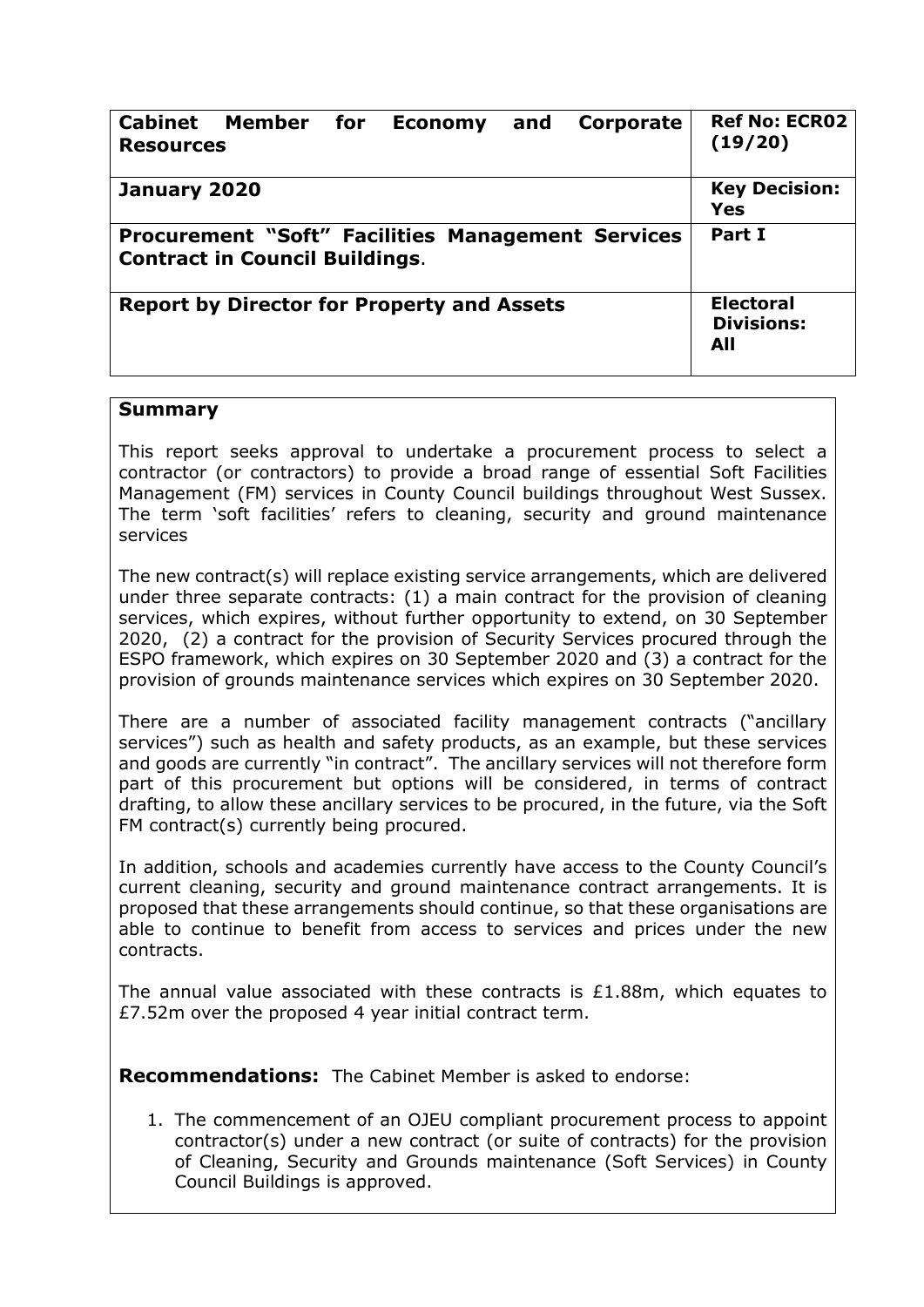| **Cabinet Member for Economy and Corporate Resources** | **Ref No: ECR02 (19/20)** |
| --- | --- |
| **January 2020** | **Key Decision: Yes** |
| **Procurement "Soft" Facilities Management Services Contract in Council Buildings**. | **Part I** |
| **Report by Director for Property and Assets** | **Electoral Divisions: All** |

## Summary

This report seeks approval to undertake a procurement process to select a contractor (or contractors) to provide a broad range of essential Soft Facilities Management (FM) services in County Council buildings throughout West Sussex. The term 'soft facilities' refers to cleaning, security and ground maintenance services

The new contract(s) will replace existing service arrangements, which are delivered under three separate contracts: (1) a main contract for the provision of cleaning services, which expires, without further opportunity to extend, on 30 September 2020, (2) a contract for the provision of Security Services procured through the ESPO framework, which expires on 30 September 2020 and (3) a contract for the provision of grounds maintenance services which expires on 30 September 2020.

There are a number of associated facility management contracts ("ancillary services") such as health and safety products, as an example, but these services and goods are currently "in contract". The ancillary services will not therefore form part of this procurement but options will be considered, in terms of contract drafting, to allow these ancillary services to be procured, in the future, via the Soft FM contract(s) currently being procured.

In addition, schools and academies currently have access to the County Council's current cleaning, security and ground maintenance contract arrangements. It is proposed that these arrangements should continue, so that these organisations are able to continue to benefit from access to services and prices under the new contracts.

The annual value associated with these contracts is £1.88m, which equates to £7.52m over the proposed 4 year initial contract term.

**Recommendations:** The Cabinet Member is asked to endorse:

1. The commencement of an OJEU compliant procurement process to appoint contractor(s) under a new contract (or suite of contracts) for the provision of Cleaning, Security and Grounds maintenance (Soft Services) in County Council Buildings is approved.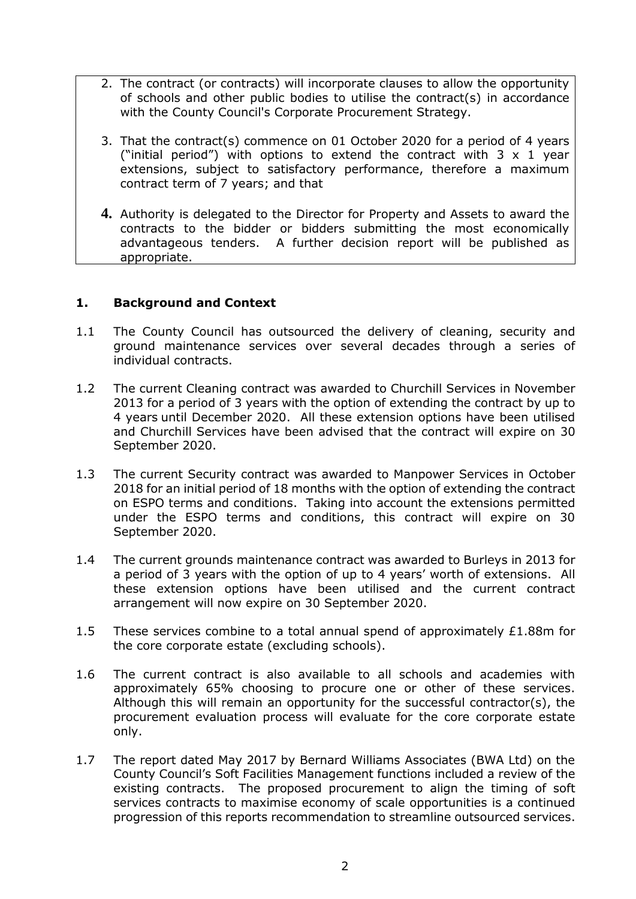2. The contract (or contracts) will incorporate clauses to allow the opportunity of schools and other public bodies to utilise the contract(s) in accordance with the County Council's Corporate Procurement Strategy.

3. That the contract(s) commence on 01 October 2020 for a period of 4 years ("initial period") with options to extend the contract with 3 x 1 year extensions, subject to satisfactory performance, therefore a maximum contract term of 7 years; and that

4. Authority is delegated to the Director for Property and Assets to award the contracts to the bidder or bidders submitting the most economically advantageous tenders. A further decision report will be published as appropriate.

## 1. Background and Context

1.1 The County Council has outsourced the delivery of cleaning, security and ground maintenance services over several decades through a series of individual contracts.

1.2 The current Cleaning contract was awarded to Churchill Services in November 2013 for a period of 3 years with the option of extending the contract by up to 4 years until December 2020. All these extension options have been utilised and Churchill Services have been advised that the contract will expire on 30 September 2020.

1.3 The current Security contract was awarded to Manpower Services in October 2018 for an initial period of 18 months with the option of extending the contract on ESPO terms and conditions. Taking into account the extensions permitted under the ESPO terms and conditions, this contract will expire on 30 September 2020.

1.4 The current grounds maintenance contract was awarded to Burleys in 2013 for a period of 3 years with the option of up to 4 years' worth of extensions. All these extension options have been utilised and the current contract arrangement will now expire on 30 September 2020.

1.5 These services combine to a total annual spend of approximately £1.88m for the core corporate estate (excluding schools).

1.6 The current contract is also available to all schools and academies with approximately 65% choosing to procure one or other of these services. Although this will remain an opportunity for the successful contractor(s), the procurement evaluation process will evaluate for the core corporate estate only.

1.7 The report dated May 2017 by Bernard Williams Associates (BWA Ltd) on the County Council's Soft Facilities Management functions included a review of the existing contracts. The proposed procurement to align the timing of soft services contracts to maximise economy of scale opportunities is a continued progression of this reports recommendation to streamline outsourced services.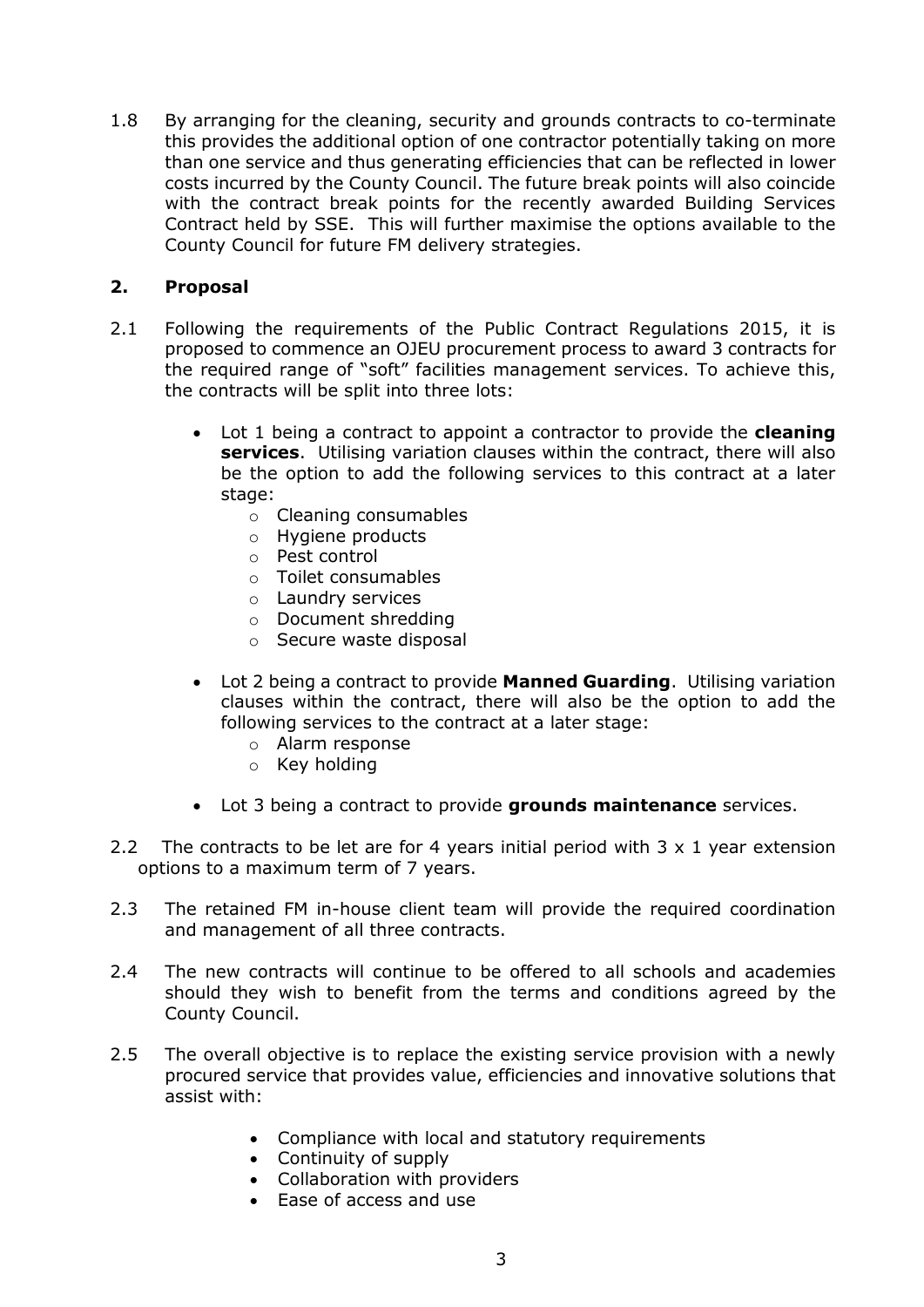1.8 By arranging for the cleaning, security and grounds contracts to co-terminate this provides the additional option of one contractor potentially taking on more than one service and thus generating efficiencies that can be reflected in lower costs incurred by the County Council. The future break points will also coincide with the contract break points for the recently awarded Building Services Contract held by SSE. This will further maximise the options available to the County Council for future FM delivery strategies.

## 2. Proposal

2.1 Following the requirements of the Public Contract Regulations 2015, it is proposed to commence an OJEU procurement process to award 3 contracts for the required range of "soft" facilities management services. To achieve this, the contracts will be split into three lots:

- Lot 1 being a contract to appoint a contractor to provide the **cleaning services**. Utilising variation clauses within the contract, there will also be the option to add the following services to this contract at a later stage:
    - Cleaning consumables
    - Hygiene products
    - Pest control
    - Toilet consumables
    - Laundry services
    - Document shredding
    - Secure waste disposal
- Lot 2 being a contract to provide **Manned Guarding**. Utilising variation clauses within the contract, there will also be the option to add the following services to the contract at a later stage:
    - Alarm response
    - Key holding
- Lot 3 being a contract to provide **grounds maintenance** services.

2.2 The contracts to be let are for 4 years initial period with 3 x 1 year extension options to a maximum term of 7 years.

2.3 The retained FM in-house client team will provide the required coordination and management of all three contracts.

2.4 The new contracts will continue to be offered to all schools and academies should they wish to benefit from the terms and conditions agreed by the County Council.

2.5 The overall objective is to replace the existing service provision with a newly procured service that provides value, efficiencies and innovative solutions that assist with:

- Compliance with local and statutory requirements
- Continuity of supply
- Collaboration with providers
- Ease of access and use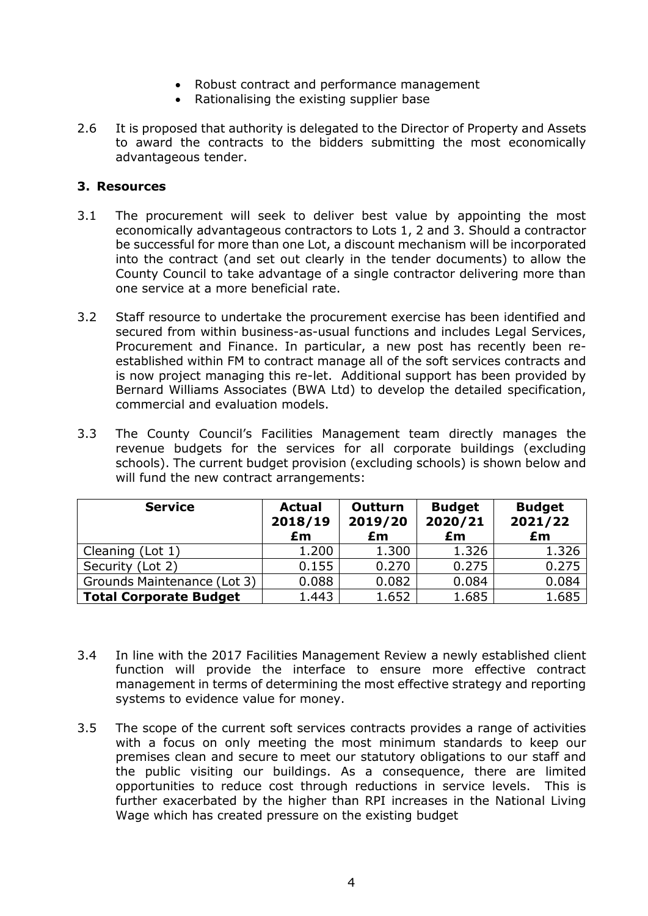- Robust contract and performance management
- Rationalising the existing supplier base

2.6 It is proposed that authority is delegated to the Director of Property and Assets to award the contracts to the bidders submitting the most economically advantageous tender.

## 3. Resources

3.1 The procurement will seek to deliver best value by appointing the most economically advantageous contractors to Lots 1, 2 and 3. Should a contractor be successful for more than one Lot, a discount mechanism will be incorporated into the contract (and set out clearly in the tender documents) to allow the County Council to take advantage of a single contractor delivering more than one service at a more beneficial rate.

3.2 Staff resource to undertake the procurement exercise has been identified and secured from within business-as-usual functions and includes Legal Services, Procurement and Finance. In particular, a new post has recently been re-established within FM to contract manage all of the soft services contracts and is now project managing this re-let. Additional support has been provided by Bernard Williams Associates (BWA Ltd) to develop the detailed specification, commercial and evaluation models.

3.3 The County Council's Facilities Management team directly manages the revenue budgets for the services for all corporate buildings (excluding schools). The current budget provision (excluding schools) is shown below and will fund the new contract arrangements:

| Service | Actual 2018/19 £m | Outturn 2019/20 £m | Budget 2020/21 £m | Budget 2021/22 £m |
|---|---|---|---|---|
| Cleaning (Lot 1) | 1.200 | 1.300 | 1.326 | 1.326 |
| Security (Lot 2) | 0.155 | 0.270 | 0.275 | 0.275 |
| Grounds Maintenance (Lot 3) | 0.088 | 0.082 | 0.084 | 0.084 |
| **Total Corporate Budget** | 1.443 | 1.652 | 1.685 | 1.685 |

3.4 In line with the 2017 Facilities Management Review a newly established client function will provide the interface to ensure more effective contract management in terms of determining the most effective strategy and reporting systems to evidence value for money.

3.5 The scope of the current soft services contracts provides a range of activities with a focus on only meeting the most minimum standards to keep our premises clean and secure to meet our statutory obligations to our staff and the public visiting our buildings. As a consequence, there are limited opportunities to reduce cost through reductions in service levels. This is further exacerbated by the higher than RPI increases in the National Living Wage which has created pressure on the existing budget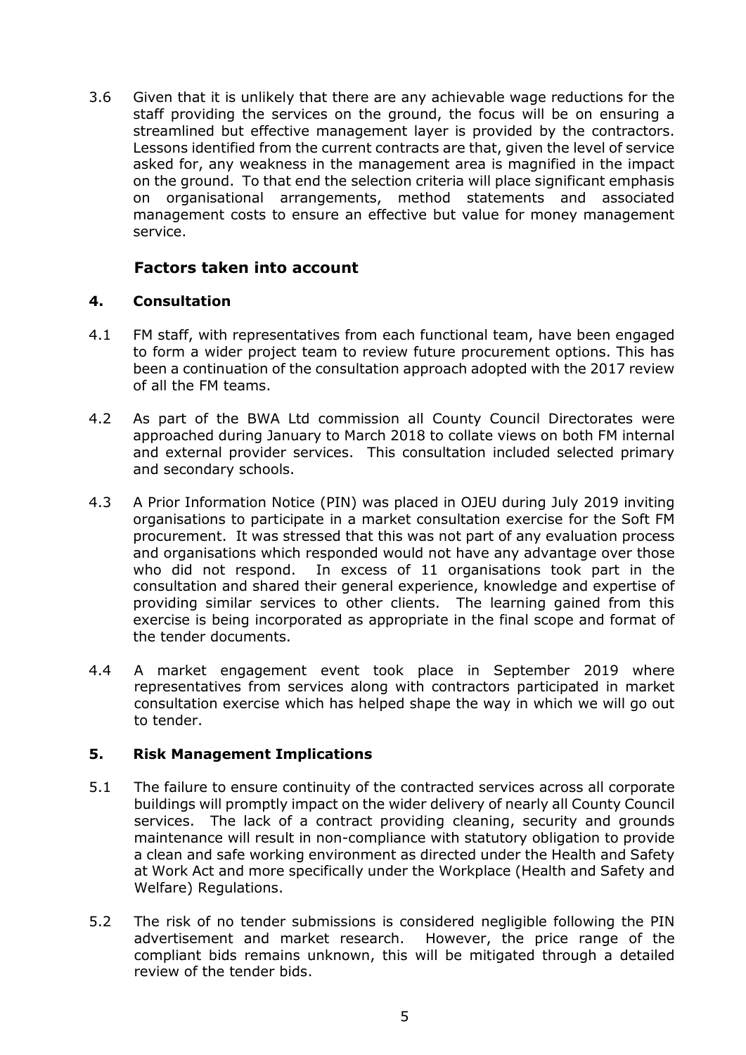3.6 Given that it is unlikely that there are any achievable wage reductions for the staff providing the services on the ground, the focus will be on ensuring a streamlined but effective management layer is provided by the contractors. Lessons identified from the current contracts are that, given the level of service asked for, any weakness in the management area is magnified in the impact on the ground. To that end the selection criteria will place significant emphasis on organisational arrangements, method statements and associated management costs to ensure an effective but value for money management service.

## Factors taken into account

### 4. Consultation

4.1 FM staff, with representatives from each functional team, have been engaged to form a wider project team to review future procurement options. This has been a continuation of the consultation approach adopted with the 2017 review of all the FM teams.

4.2 As part of the BWA Ltd commission all County Council Directorates were approached during January to March 2018 to collate views on both FM internal and external provider services. This consultation included selected primary and secondary schools.

4.3 A Prior Information Notice (PIN) was placed in OJEU during July 2019 inviting organisations to participate in a market consultation exercise for the Soft FM procurement. It was stressed that this was not part of any evaluation process and organisations which responded would not have any advantage over those who did not respond. In excess of 11 organisations took part in the consultation and shared their general experience, knowledge and expertise of providing similar services to other clients. The learning gained from this exercise is being incorporated as appropriate in the final scope and format of the tender documents.

4.4 A market engagement event took place in September 2019 where representatives from services along with contractors participated in market consultation exercise which has helped shape the way in which we will go out to tender.

### 5. Risk Management Implications

5.1 The failure to ensure continuity of the contracted services across all corporate buildings will promptly impact on the wider delivery of nearly all County Council services. The lack of a contract providing cleaning, security and grounds maintenance will result in non-compliance with statutory obligation to provide a clean and safe working environment as directed under the Health and Safety at Work Act and more specifically under the Workplace (Health and Safety and Welfare) Regulations.

5.2 The risk of no tender submissions is considered negligible following the PIN advertisement and market research. However, the price range of the compliant bids remains unknown, this will be mitigated through a detailed review of the tender bids.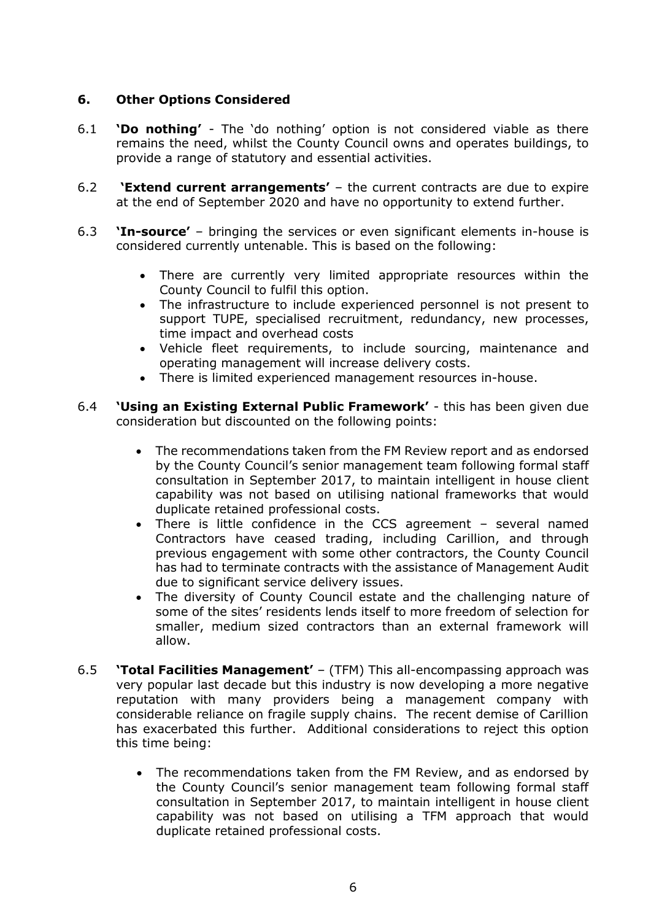## 6. Other Options Considered

6.1 **'Do nothing'** - The 'do nothing' option is not considered viable as there remains the need, whilst the County Council owns and operates buildings, to provide a range of statutory and essential activities.

6.2 **'Extend current arrangements'** – the current contracts are due to expire at the end of September 2020 and have no opportunity to extend further.

6.3 **'In-source'** – bringing the services or even significant elements in-house is considered currently untenable. This is based on the following:

- There are currently very limited appropriate resources within the County Council to fulfil this option.
- The infrastructure to include experienced personnel is not present to support TUPE, specialised recruitment, redundancy, new processes, time impact and overhead costs
- Vehicle fleet requirements, to include sourcing, maintenance and operating management will increase delivery costs.
- There is limited experienced management resources in-house.

6.4 **'Using an Existing External Public Framework'** - this has been given due consideration but discounted on the following points:

- The recommendations taken from the FM Review report and as endorsed by the County Council's senior management team following formal staff consultation in September 2017, to maintain intelligent in house client capability was not based on utilising national frameworks that would duplicate retained professional costs.
- There is little confidence in the CCS agreement – several named Contractors have ceased trading, including Carillion, and through previous engagement with some other contractors, the County Council has had to terminate contracts with the assistance of Management Audit due to significant service delivery issues.
- The diversity of County Council estate and the challenging nature of some of the sites' residents lends itself to more freedom of selection for smaller, medium sized contractors than an external framework will allow.

6.5 **'Total Facilities Management'** – (TFM) This all-encompassing approach was very popular last decade but this industry is now developing a more negative reputation with many providers being a management company with considerable reliance on fragile supply chains. The recent demise of Carillion has exacerbated this further. Additional considerations to reject this option this time being:

- The recommendations taken from the FM Review, and as endorsed by the County Council's senior management team following formal staff consultation in September 2017, to maintain intelligent in house client capability was not based on utilising a TFM approach that would duplicate retained professional costs.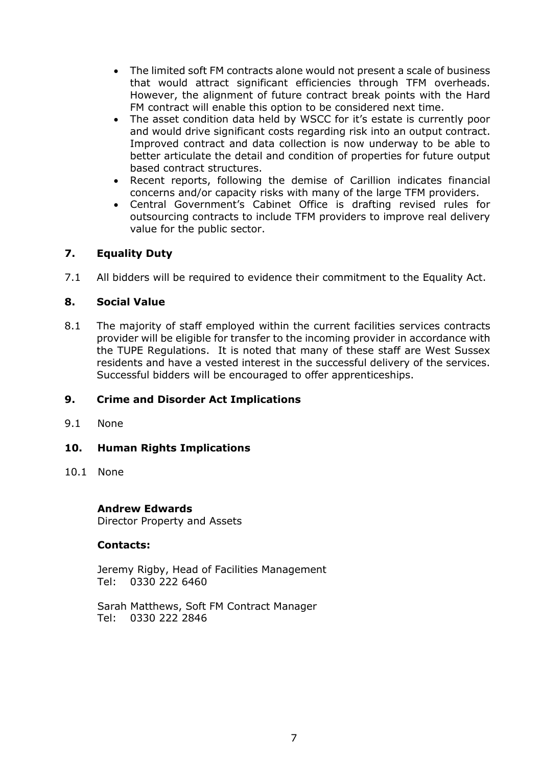- The limited soft FM contracts alone would not present a scale of business that would attract significant efficiencies through TFM overheads. However, the alignment of future contract break points with the Hard FM contract will enable this option to be considered next time.
- The asset condition data held by WSCC for it's estate is currently poor and would drive significant costs regarding risk into an output contract. Improved contract and data collection is now underway to be able to better articulate the detail and condition of properties for future output based contract structures.
- Recent reports, following the demise of Carillion indicates financial concerns and/or capacity risks with many of the large TFM providers.
- Central Government's Cabinet Office is drafting revised rules for outsourcing contracts to include TFM providers to improve real delivery value for the public sector.

## 7. Equality Duty

7.1 All bidders will be required to evidence their commitment to the Equality Act.

## 8. Social Value

8.1 The majority of staff employed within the current facilities services contracts provider will be eligible for transfer to the incoming provider in accordance with the TUPE Regulations. It is noted that many of these staff are West Sussex residents and have a vested interest in the successful delivery of the services. Successful bidders will be encouraged to offer apprenticeships.

## 9. Crime and Disorder Act Implications

9.1 None

## 10. Human Rights Implications

10.1 None

**Andrew Edwards**
Director Property and Assets

**Contacts:**

Jeremy Rigby, Head of Facilities Management
Tel: 0330 222 6460

Sarah Matthews, Soft FM Contract Manager
Tel: 0330 222 2846